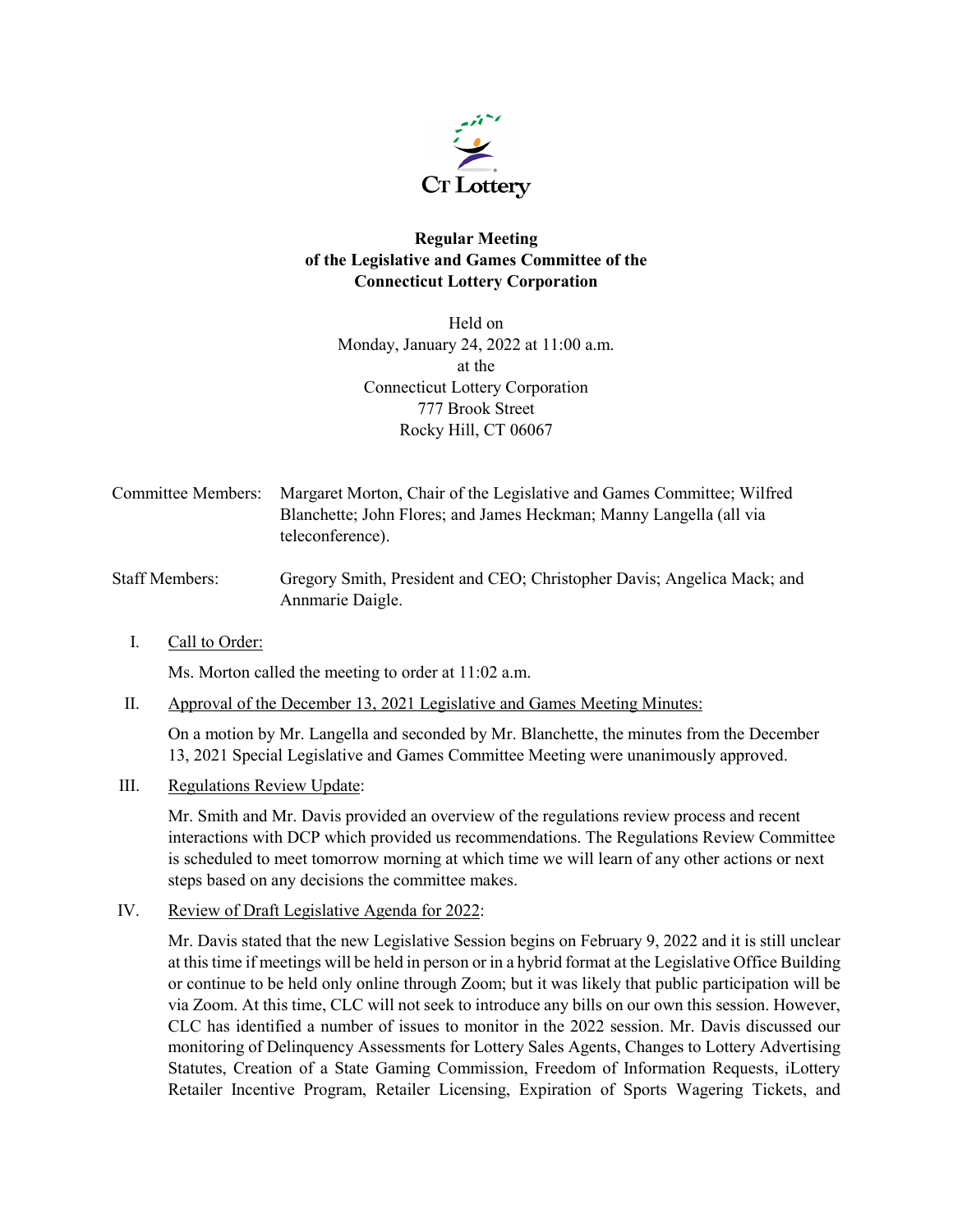CT Lottery

**Regular Meeting**
**of the Legislative and Games Committee of the**
**Connecticut Lottery Corporation**

Held on
Monday, January 24, 2022 at 11:00 a.m.
at the
Connecticut Lottery Corporation
777 Brook Street
Rocky Hill, CT 06067

Committee Members: Margaret Morton, Chair of the Legislative and Games Committee; Wilfred Blanchette; John Flores; and James Heckman; Manny Langella (all via teleconference).

Staff Members: Gregory Smith, President and CEO; Christopher Davis; Angelica Mack; and Annmarie Daigle.

I. Call to Order:

Ms. Morton called the meeting to order at 11:02 a.m.

II. Approval of the December 13, 2021 Legislative and Games Meeting Minutes:

On a motion by Mr. Langella and seconded by Mr. Blanchette, the minutes from the December 13, 2021 Special Legislative and Games Committee Meeting were unanimously approved.

III. Regulations Review Update:

Mr. Smith and Mr. Davis provided an overview of the regulations review process and recent interactions with DCP which provided us recommendations. The Regulations Review Committee is scheduled to meet tomorrow morning at which time we will learn of any other actions or next steps based on any decisions the committee makes.

IV. Review of Draft Legislative Agenda for 2022:

Mr. Davis stated that the new Legislative Session begins on February 9, 2022 and it is still unclear at this time if meetings will be held in person or in a hybrid format at the Legislative Office Building or continue to be held only online through Zoom; but it was likely that public participation will be via Zoom. At this time, CLC will not seek to introduce any bills on our own this session. However, CLC has identified a number of issues to monitor in the 2022 session. Mr. Davis discussed our monitoring of Delinquency Assessments for Lottery Sales Agents, Changes to Lottery Advertising Statutes, Creation of a State Gaming Commission, Freedom of Information Requests, iLottery Retailer Incentive Program, Retailer Licensing, Expiration of Sports Wagering Tickets, and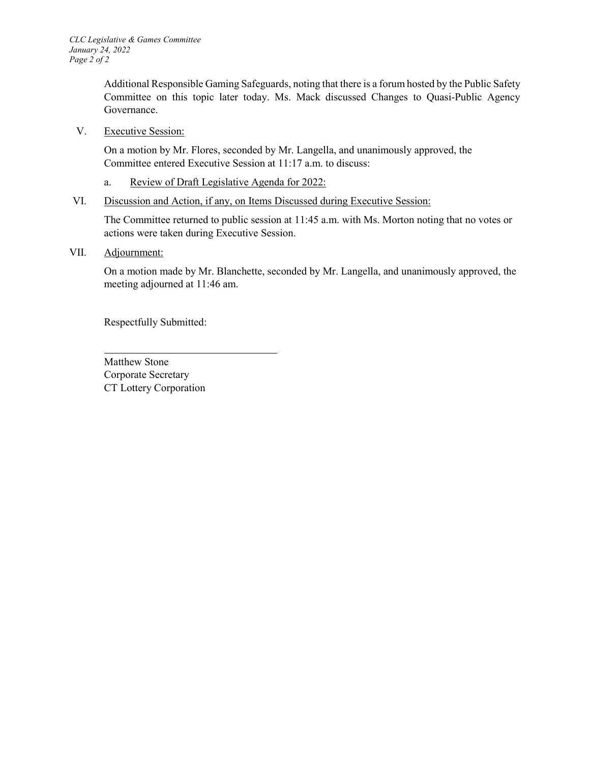Additional Responsible Gaming Safeguards, noting that there is a forum hosted by the Public Safety Committee on this topic later today. Ms. Mack discussed Changes to Quasi-Public Agency Governance.

V. Executive Session:

On a motion by Mr. Flores, seconded by Mr. Langella, and unanimously approved, the Committee entered Executive Session at 11:17 a.m. to discuss:

a. Review of Draft Legislative Agenda for 2022:

VI. Discussion and Action, if any, on Items Discussed during Executive Session:

The Committee returned to public session at 11:45 a.m. with Ms. Morton noting that no votes or actions were taken during Executive Session.

VII. Adjournment:

On a motion made by Mr. Blanchette, seconded by Mr. Langella, and unanimously approved, the meeting adjourned at 11:46 am.

Respectfully Submitted:

\_\_\_\_\_\_\_\_\_\_\_\_\_\_\_\_\_\_\_\_\_\_\_\_\_\_\_\_\_\_\_\_

Matthew Stone
Corporate Secretary
CT Lottery Corporation